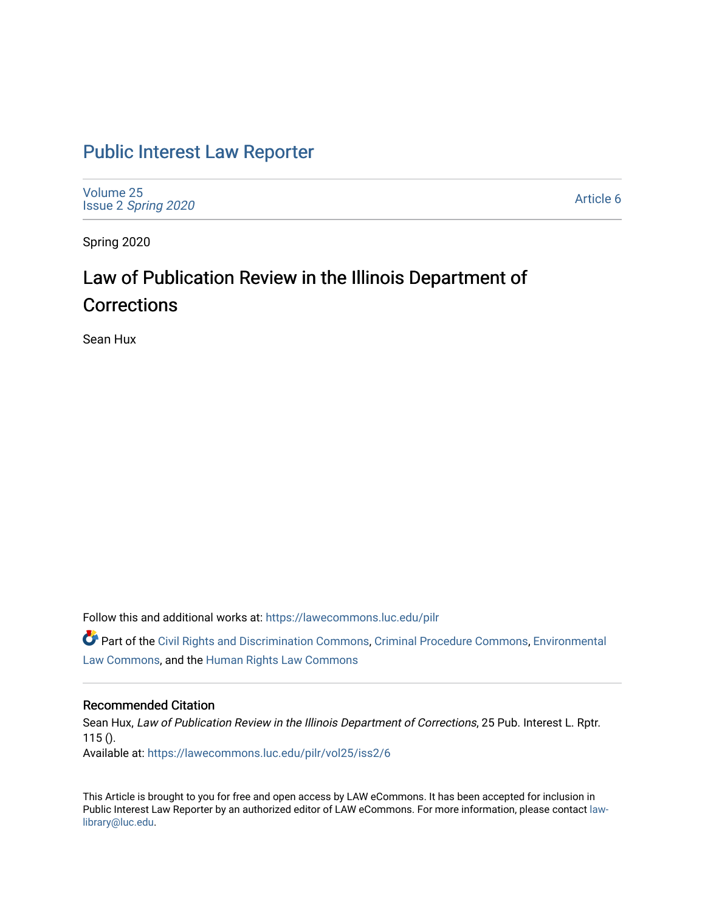# Public Interest Law Reporter

Volume 25
Issue 2 *Spring 2020*

Article 6

Spring 2020

## Law of Publication Review in the Illinois Department of Corrections

Sean Hux

Follow this and additional works at: https://lawecommons.luc.edu/pilr

Part of the Civil Rights and Discrimination Commons, Criminal Procedure Commons, Environmental Law Commons, and the Human Rights Law Commons

### Recommended Citation

Sean Hux, *Law of Publication Review in the Illinois Department of Corrections*, 25 Pub. Interest L. Rptr. 115 ().

Available at: https://lawecommons.luc.edu/pilr/vol25/iss2/6

This Article is brought to you for free and open access by LAW eCommons. It has been accepted for inclusion in Public Interest Law Reporter by an authorized editor of LAW eCommons. For more information, please contact law-library@luc.edu.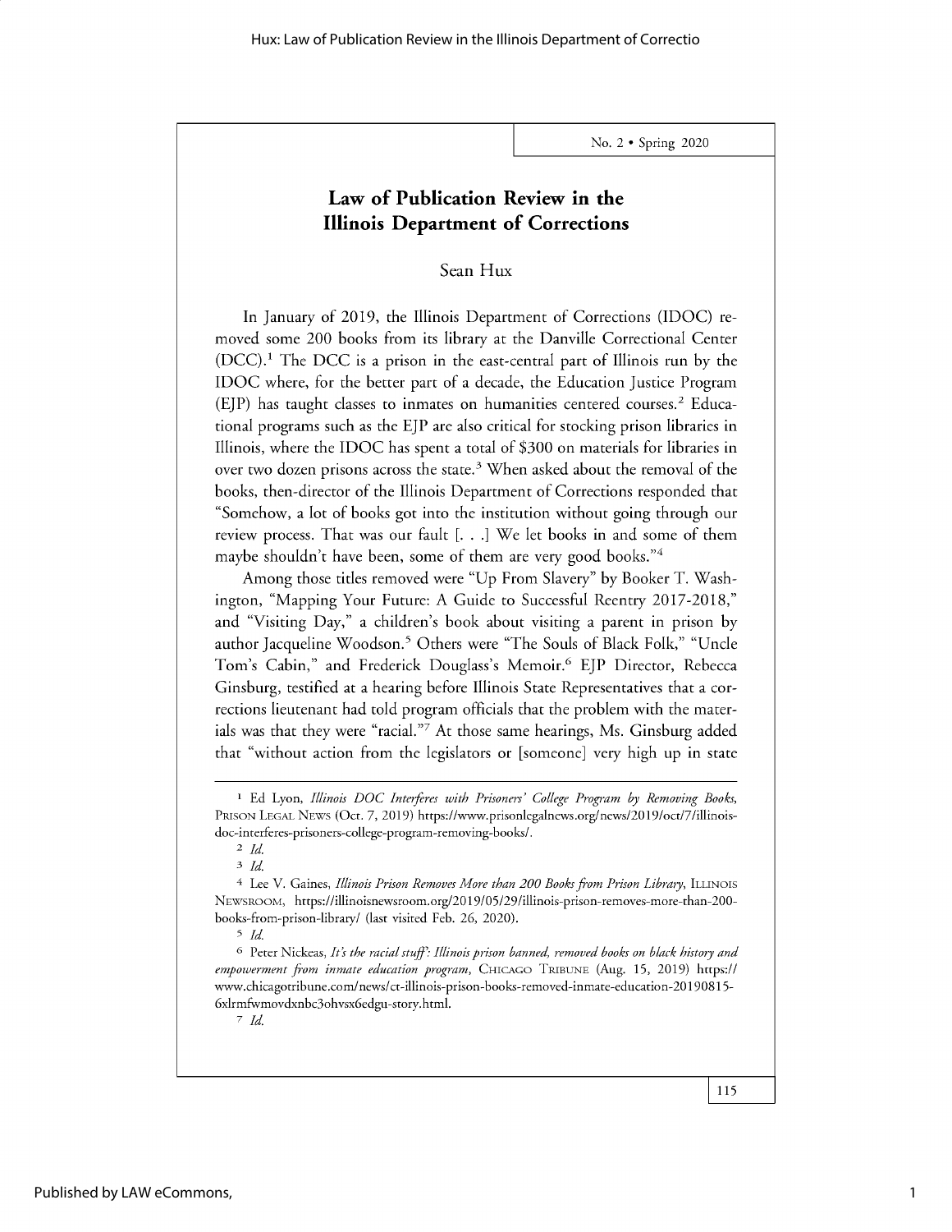# Law of Publication Review in the Illinois Department of Corrections

Sean Hux

In January of 2019, the Illinois Department of Corrections (IDOC) removed some 200 books from its library at the Danville Correctional Center (DCC).[1] The DCC is a prison in the east-central part of Illinois run by the IDOC where, for the better part of a decade, the Education Justice Program (EJP) has taught classes to inmates on humanities centered courses.[2] Educational programs such as the EJP are also critical for stocking prison libraries in Illinois, where the IDOC has spent a total of $300 on materials for libraries in over two dozen prisons across the state.[3] When asked about the removal of the books, then-director of the Illinois Department of Corrections responded that "Somehow, a lot of books got into the institution without going through our review process. That was our fault [. . .] We let books in and some of them maybe shouldn't have been, some of them are very good books."[4]

Among those titles removed were "Up From Slavery" by Booker T. Washington, "Mapping Your Future: A Guide to Successful Reentry 2017-2018," and "Visiting Day," a children's book about visiting a parent in prison by author Jacqueline Woodson.[5] Others were "The Souls of Black Folk," "Uncle Tom's Cabin," and Frederick Douglass's Memoir.[6] EJP Director, Rebecca Ginsburg, testified at a hearing before Illinois State Representatives that a corrections lieutenant had told program officials that the problem with the materials was that they were "racial."[7] At those same hearings, Ms. Ginsburg added that "without action from the legislators or [someone] very high up in state

---

[1] Ed Lyon, *Illinois DOC Interferes with Prisoners' College Program by Removing Books*, PRISON LEGAL NEWS (Oct. 7, 2019) https://www.prisonlegalnews.org/news/2019/oct/7/illinois-doc-interferes-prisoners-college-program-removing-books/.

[2] *Id.*

[3] *Id.*

[4] Lee V. Gaines, *Illinois Prison Removes More than 200 Books from Prison Library*, ILLINOIS NEWSROOM, https://illinoisnewsroom.org/2019/05/29/illinois-prison-removes-more-than-200-books-from-prison-library/ (last visited Feb. 26, 2020).

[5] *Id.*

[6] Peter Nickeas, *It's the racial stuff': Illinois prison banned, removed books on black history and empowerment from inmate education program*, CHICAGO TRIBUNE (Aug. 15, 2019) https://www.chicagotribune.com/news/ct-illinois-prison-books-removed-inmate-education-20190815-6xlrmfwmovdxnbc3ohvsx6edgu-story.html.

[7] *Id.*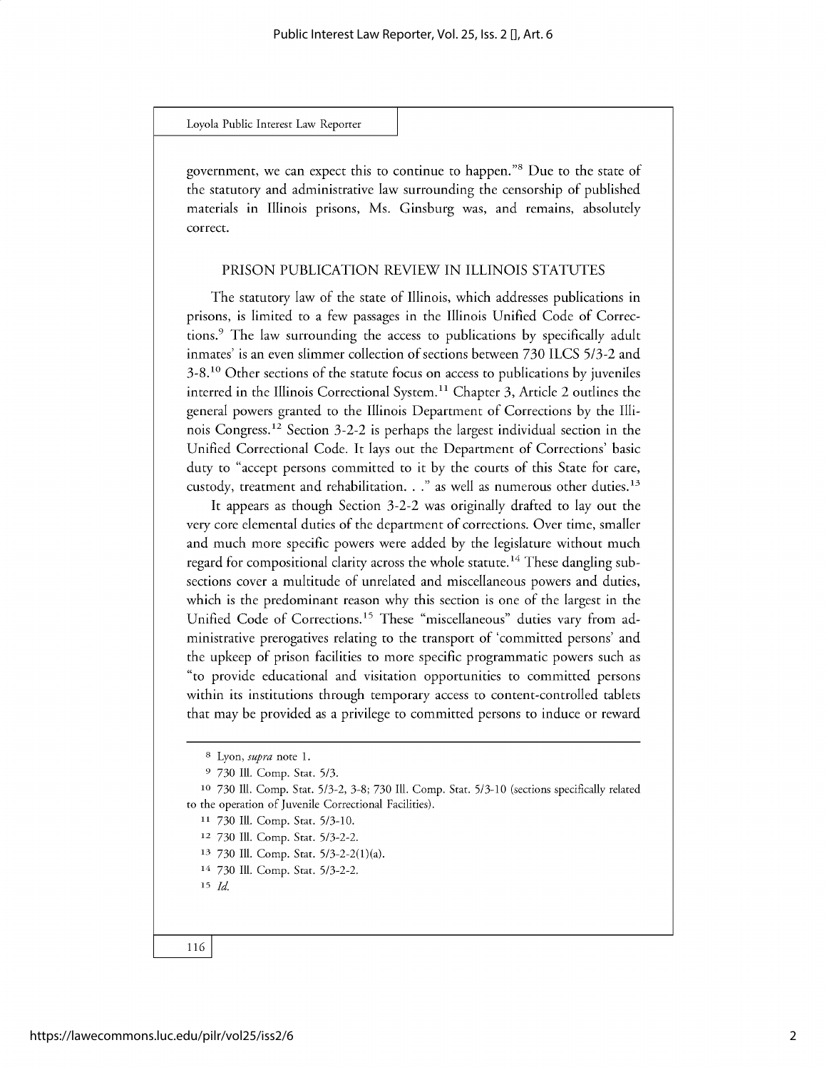government, we can expect this to continue to happen."[8] Due to the state of the statutory and administrative law surrounding the censorship of published materials in Illinois prisons, Ms. Ginsburg was, and remains, absolutely correct.

## PRISON PUBLICATION REVIEW IN ILLINOIS STATUTES

The statutory law of the state of Illinois, which addresses publications in prisons, is limited to a few passages in the Illinois Unified Code of Corrections.[9] The law surrounding the access to publications by specifically adult inmates' is an even slimmer collection of sections between 730 ILCS 5/3-2 and 3-8.[10] Other sections of the statute focus on access to publications by juveniles interred in the Illinois Correctional System.[11] Chapter 3, Article 2 outlines the general powers granted to the Illinois Department of Corrections by the Illinois Congress.[12] Section 3-2-2 is perhaps the largest individual section in the Unified Correctional Code. It lays out the Department of Corrections' basic duty to "accept persons committed to it by the courts of this State for care, custody, treatment and rehabilitation. . ." as well as numerous other duties.[13]

It appears as though Section 3-2-2 was originally drafted to lay out the very core elemental duties of the department of corrections. Over time, smaller and much more specific powers were added by the legislature without much regard for compositional clarity across the whole statute.[14] These dangling subsections cover a multitude of unrelated and miscellaneous powers and duties, which is the predominant reason why this section is one of the largest in the Unified Code of Corrections.[15] These "miscellaneous" duties vary from administrative prerogatives relating to the transport of 'committed persons' and the upkeep of prison facilities to more specific programmatic powers such as "to provide educational and visitation opportunities to committed persons within its institutions through temporary access to content-controlled tablets that may be provided as a privilege to committed persons to induce or reward

---

[8] Lyon, *supra* note 1.

[9] 730 Ill. Comp. Stat. 5/3.

[10] 730 Ill. Comp. Stat. 5/3-2, 3-8; 730 Ill. Comp. Stat. 5/3-10 (sections specifically related to the operation of Juvenile Correctional Facilities).

[11] 730 Ill. Comp. Stat. 5/3-10.

[12] 730 Ill. Comp. Stat. 5/3-2-2.

[13] 730 Ill. Comp. Stat. 5/3-2-2(1)(a).

[14] 730 Ill. Comp. Stat. 5/3-2-2.

[15] *Id.*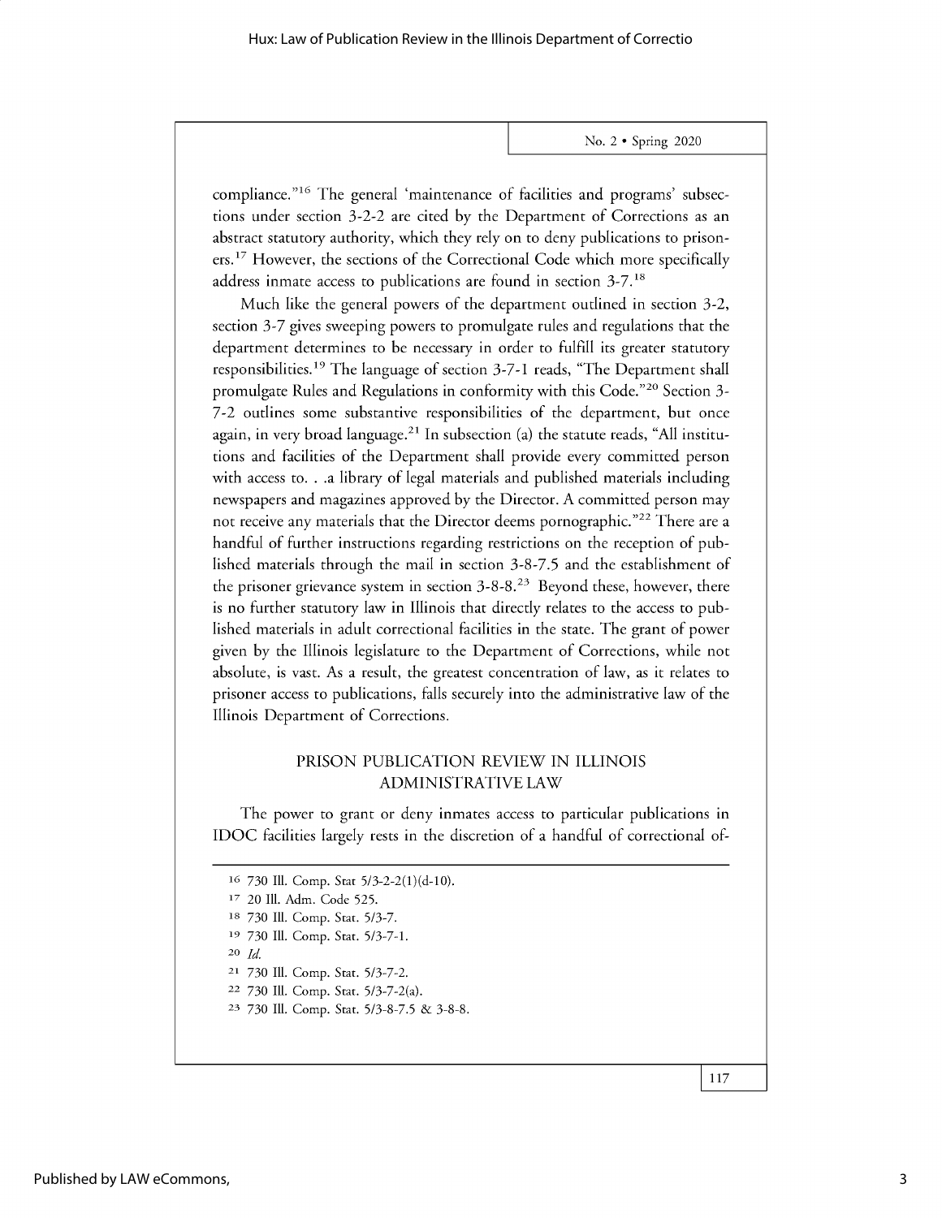compliance."[16] The general 'maintenance of facilities and programs' subsections under section 3-2-2 are cited by the Department of Corrections as an abstract statutory authority, which they rely on to deny publications to prisoners.[17] However, the sections of the Correctional Code which more specifically address inmate access to publications are found in section 3-7.[18]

Much like the general powers of the department outlined in section 3-2, section 3-7 gives sweeping powers to promulgate rules and regulations that the department determines to be necessary in order to fulfill its greater statutory responsibilities.[19] The language of section 3-7-1 reads, "The Department shall promulgate Rules and Regulations in conformity with this Code."[20] Section 3-7-2 outlines some substantive responsibilities of the department, but once again, in very broad language.[21] In subsection (a) the statute reads, "All institutions and facilities of the Department shall provide every committed person with access to. . .a library of legal materials and published materials including newspapers and magazines approved by the Director. A committed person may not receive any materials that the Director deems pornographic."[22] There are a handful of further instructions regarding restrictions on the reception of published materials through the mail in section 3-8-7.5 and the establishment of the prisoner grievance system in section 3-8-8.[23] Beyond these, however, there is no further statutory law in Illinois that directly relates to the access to published materials in adult correctional facilities in the state. The grant of power given by the Illinois legislature to the Department of Corrections, while not absolute, is vast. As a result, the greatest concentration of law, as it relates to prisoner access to publications, falls securely into the administrative law of the Illinois Department of Corrections.

## PRISON PUBLICATION REVIEW IN ILLINOIS ADMINISTRATIVE LAW

The power to grant or deny inmates access to particular publications in IDOC facilities largely rests in the discretion of a handful of correctional of-

---

16 730 Ill. Comp. Stat 5/3-2-2(1)(d-10).

17 20 Ill. Adm. Code 525.

18 730 Ill. Comp. Stat. 5/3-7.

19 730 Ill. Comp. Stat. 5/3-7-1.

20 *Id.*

21 730 Ill. Comp. Stat. 5/3-7-2.

22 730 Ill. Comp. Stat. 5/3-7-2(a).

23 730 Ill. Comp. Stat. 5/3-8-7.5 & 3-8-8.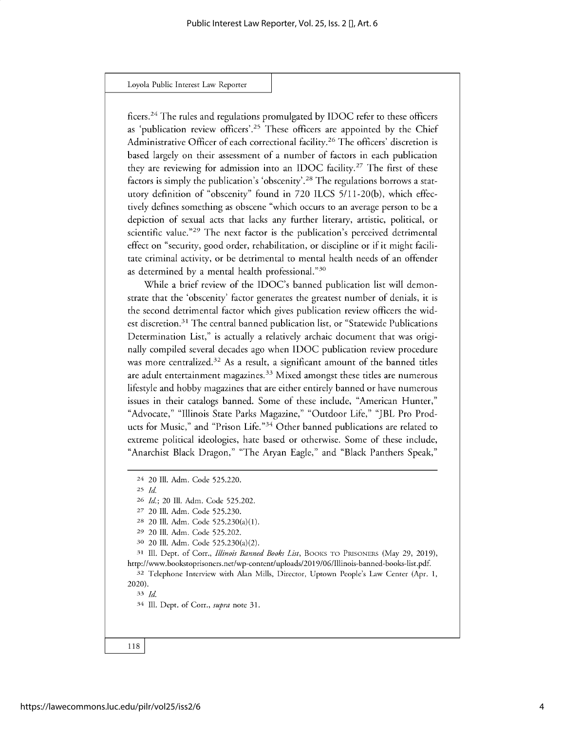ficers.[24] The rules and regulations promulgated by IDOC refer to these officers as 'publication review officers'.[25] These officers are appointed by the Chief Administrative Officer of each correctional facility.[26] The officers' discretion is based largely on their assessment of a number of factors in each publication they are reviewing for admission into an IDOC facility.[27] The first of these factors is simply the publication's 'obscenity'.[28] The regulations borrows a statutory definition of "obscenity" found in 720 ILCS 5/11-20(b), which effectively defines something as obscene "which occurs to an average person to be a depiction of sexual acts that lacks any further literary, artistic, political, or scientific value."[29] The next factor is the publication's perceived detrimental effect on "security, good order, rehabilitation, or discipline or if it might facilitate criminal activity, or be detrimental to mental health needs of an offender as determined by a mental health professional."[30]

While a brief review of the IDOC's banned publication list will demonstrate that the 'obscenity' factor generates the greatest number of denials, it is the second detrimental factor which gives publication review officers the widest discretion.[31] The central banned publication list, or "Statewide Publications Determination List," is actually a relatively archaic document that was originally compiled several decades ago when IDOC publication review procedure was more centralized.[32] As a result, a significant amount of the banned titles are adult entertainment magazines.[33] Mixed amongst these titles are numerous lifestyle and hobby magazines that are either entirely banned or have numerous issues in their catalogs banned. Some of these include, "American Hunter," "Advocate," "Illinois State Parks Magazine," "Outdoor Life," "JBL Pro Products for Music," and "Prison Life."[34] Other banned publications are related to extreme political ideologies, hate based or otherwise. Some of these include, "Anarchist Black Dragon," "The Aryan Eagle," and "Black Panthers Speak,"

---

[24] 20 Ill. Adm. Code 525.220.

[25] *Id.*

[26] *Id.*; 20 Ill. Adm. Code 525.202.

[27] 20 Ill. Adm. Code 525.230.

[28] 20 Ill. Adm. Code 525.230(a)(1).

[29] 20 Ill. Adm. Code 525.202.

[30] 20 Ill. Adm. Code 525.230(a)(2).

[31] Ill. Dept. of Corr., *Illinois Banned Books List*, BOOKS TO PRISONERS (May 29, 2019), http://www.bookstoprisoners.net/wp-content/uploads/2019/06/Illinois-banned-books-list.pdf.

[32] Telephone Interview with Alan Mills, Director, Uptown People's Law Center (Apr. 1, 2020).

[33] *Id.*

[34] Ill. Dept. of Corr., *supra* note 31.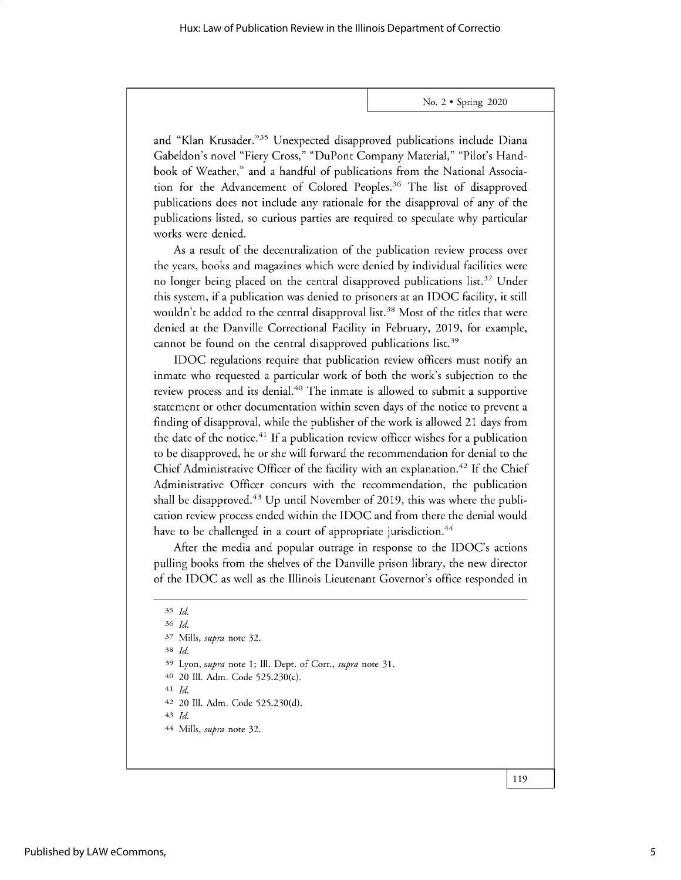and "Klan Krusader."[35] Unexpected disapproved publications include Diana Gabeldon's novel "Fiery Cross," "DuPont Company Material," "Pilot's Handbook of Weather," and a handful of publications from the National Association for the Advancement of Colored Peoples.[36] The list of disapproved publications does not include any rationale for the disapproval of any of the publications listed, so curious parties are required to speculate why particular works were denied.

As a result of the decentralization of the publication review process over the years, books and magazines which were denied by individual facilities were no longer being placed on the central disapproved publications list.[37] Under this system, if a publication was denied to prisoners at an IDOC facility, it still wouldn't be added to the central disapproval list.[38] Most of the titles that were denied at the Danville Correctional Facility in February, 2019, for example, cannot be found on the central disapproved publications list.[39]

IDOC regulations require that publication review officers must notify an inmate who requested a particular work of both the work's subjection to the review process and its denial.[40] The inmate is allowed to submit a supportive statement or other documentation within seven days of the notice to prevent a finding of disapproval, while the publisher of the work is allowed 21 days from the date of the notice.[41] If a publication review officer wishes for a publication to be disapproved, he or she will forward the recommendation for denial to the Chief Administrative Officer of the facility with an explanation.[42] If the Chief Administrative Officer concurs with the recommendation, the publication shall be disapproved.[43] Up until November of 2019, this was where the publication review process ended within the IDOC and from there the denial would have to be challenged in a court of appropriate jurisdiction.[44]

After the media and popular outrage in response to the IDOC's actions pulling books from the shelves of the Danville prison library, the new director of the IDOC as well as the Illinois Lieutenant Governor's office responded in

---

35 *Id.*
36 *Id.*
37 Mills, *supra* note 32.
38 *Id.*
39 Lyon, *supra* note 1; Ill. Dept. of Corr., *supra* note 31.
40 20 Ill. Adm. Code 525.230(c).
41 *Id.*
42 20 Ill. Adm. Code 525.230(d).
43 *Id.*
44 Mills, *supra* note 32.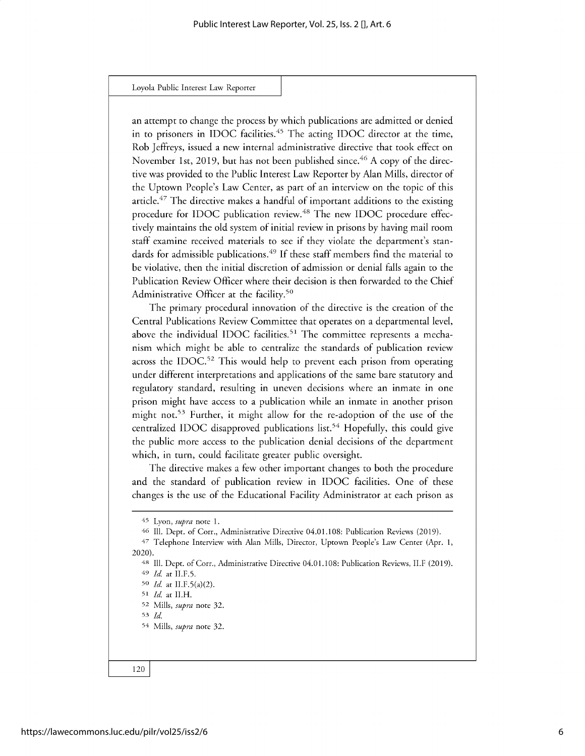an attempt to change the process by which publications are admitted or denied in to prisoners in IDOC facilities.[45] The acting IDOC director at the time, Rob Jeffreys, issued a new internal administrative directive that took effect on November 1st, 2019, but has not been published since.[46] A copy of the directive was provided to the Public Interest Law Reporter by Alan Mills, director of the Uptown People's Law Center, as part of an interview on the topic of this article.[47] The directive makes a handful of important additions to the existing procedure for IDOC publication review.[48] The new IDOC procedure effectively maintains the old system of initial review in prisons by having mail room staff examine received materials to see if they violate the department's standards for admissible publications.[49] If these staff members find the material to be violative, then the initial discretion of admission or denial falls again to the Publication Review Officer where their decision is then forwarded to the Chief Administrative Officer at the facility.[50]

The primary procedural innovation of the directive is the creation of the Central Publications Review Committee that operates on a departmental level, above the individual IDOC facilities.[51] The committee represents a mechanism which might be able to centralize the standards of publication review across the IDOC.[52] This would help to prevent each prison from operating under different interpretations and applications of the same bare statutory and regulatory standard, resulting in uneven decisions where an inmate in one prison might have access to a publication while an inmate in another prison might not.[53] Further, it might allow for the re-adoption of the use of the centralized IDOC disapproved publications list.[54] Hopefully, this could give the public more access to the publication denial decisions of the department which, in turn, could facilitate greater public oversight.

The directive makes a few other important changes to both the procedure and the standard of publication review in IDOC facilities. One of these changes is the use of the Educational Facility Administrator at each prison as

---

45 Lyon, *supra* note 1.

46 Ill. Dept. of Corr., Administrative Directive 04.01.108: Publication Reviews (2019).

47 Telephone Interview with Alan Mills, Director, Uptown People's Law Center (Apr. 1, 2020).

48 Ill. Dept. of Corr., Administrative Directive 04.01.108: Publication Reviews, II.F (2019).

49 *Id.* at II.F.5.

50 *Id.* at II.F.5(a)(2).

51 *Id.* at II.H.

52 Mills, *supra* note 32.

53 *Id.*

54 Mills, *supra* note 32.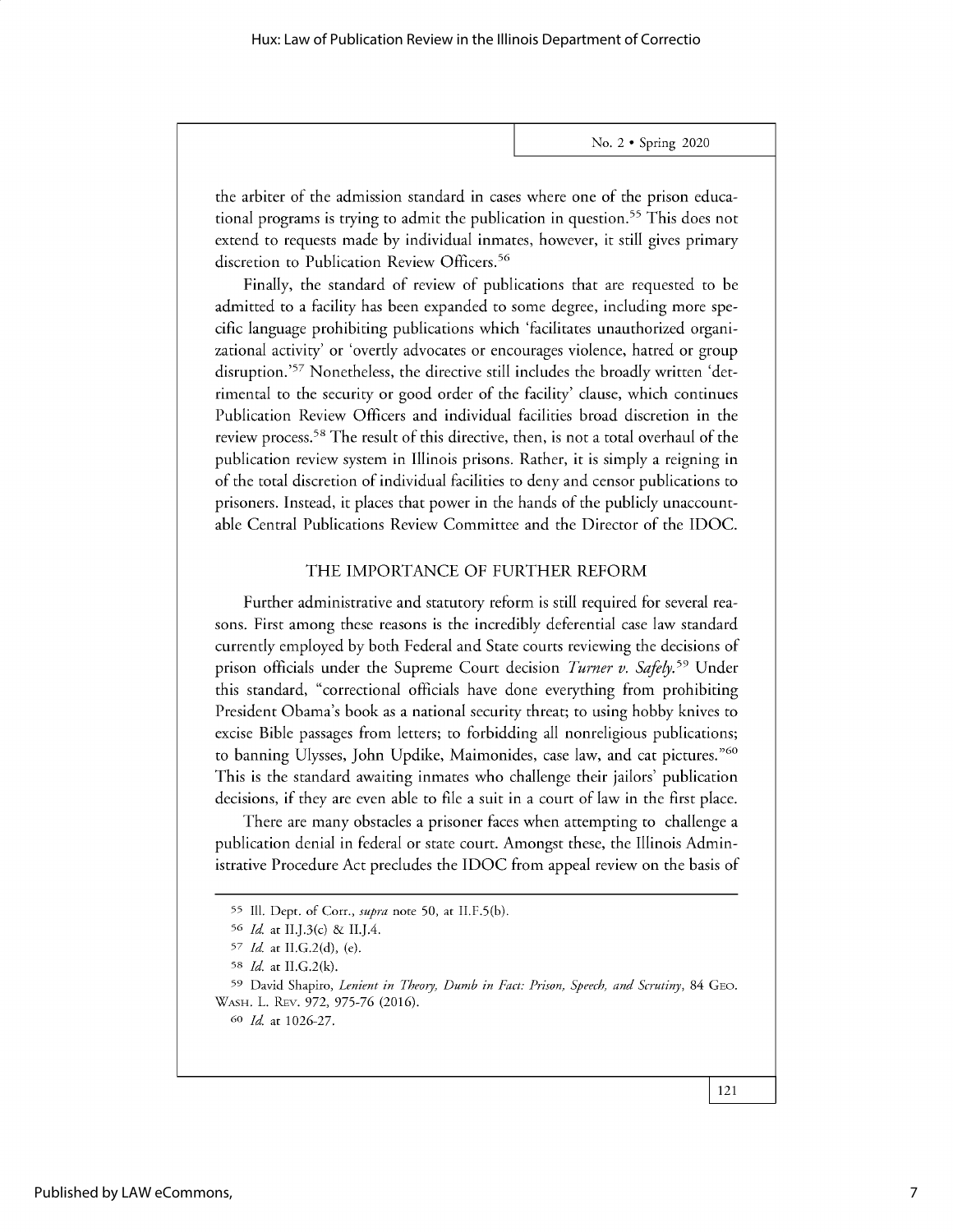the arbiter of the admission standard in cases where one of the prison educational programs is trying to admit the publication in question.[55] This does not extend to requests made by individual inmates, however, it still gives primary discretion to Publication Review Officers.[56]

Finally, the standard of review of publications that are requested to be admitted to a facility has been expanded to some degree, including more specific language prohibiting publications which 'facilitates unauthorized organizational activity' or 'overtly advocates or encourages violence, hatred or group disruption.'[57] Nonetheless, the directive still includes the broadly written 'detrimental to the security or good order of the facility' clause, which continues Publication Review Officers and individual facilities broad discretion in the review process.[58] The result of this directive, then, is not a total overhaul of the publication review system in Illinois prisons. Rather, it is simply a reigning in of the total discretion of individual facilities to deny and censor publications to prisoners. Instead, it places that power in the hands of the publicly unaccountable Central Publications Review Committee and the Director of the IDOC.

## THE IMPORTANCE OF FURTHER REFORM

Further administrative and statutory reform is still required for several reasons. First among these reasons is the incredibly deferential case law standard currently employed by both Federal and State courts reviewing the decisions of prison officials under the Supreme Court decision *Turner v. Safely*.[59] Under this standard, "correctional officials have done everything from prohibiting President Obama's book as a national security threat; to using hobby knives to excise Bible passages from letters; to forbidding all nonreligious publications; to banning Ulysses, John Updike, Maimonides, case law, and cat pictures."[60] This is the standard awaiting inmates who challenge their jailors' publication decisions, if they are even able to file a suit in a court of law in the first place.

There are many obstacles a prisoner faces when attempting to challenge a publication denial in federal or state court. Amongst these, the Illinois Administrative Procedure Act precludes the IDOC from appeal review on the basis of

---

55 Ill. Dept. of Corr., *supra* note 50, at II.F.5(b).

56 *Id.* at II.J.3(c) & II.J.4.

57 *Id.* at II.G.2(d), (e).

58 *Id.* at II.G.2(k).

59 David Shapiro, *Lenient in Theory, Dumb in Fact: Prison, Speech, and Scrutiny*, 84 Geo. Wash. L. Rev. 972, 975-76 (2016).

60 *Id.* at 1026-27.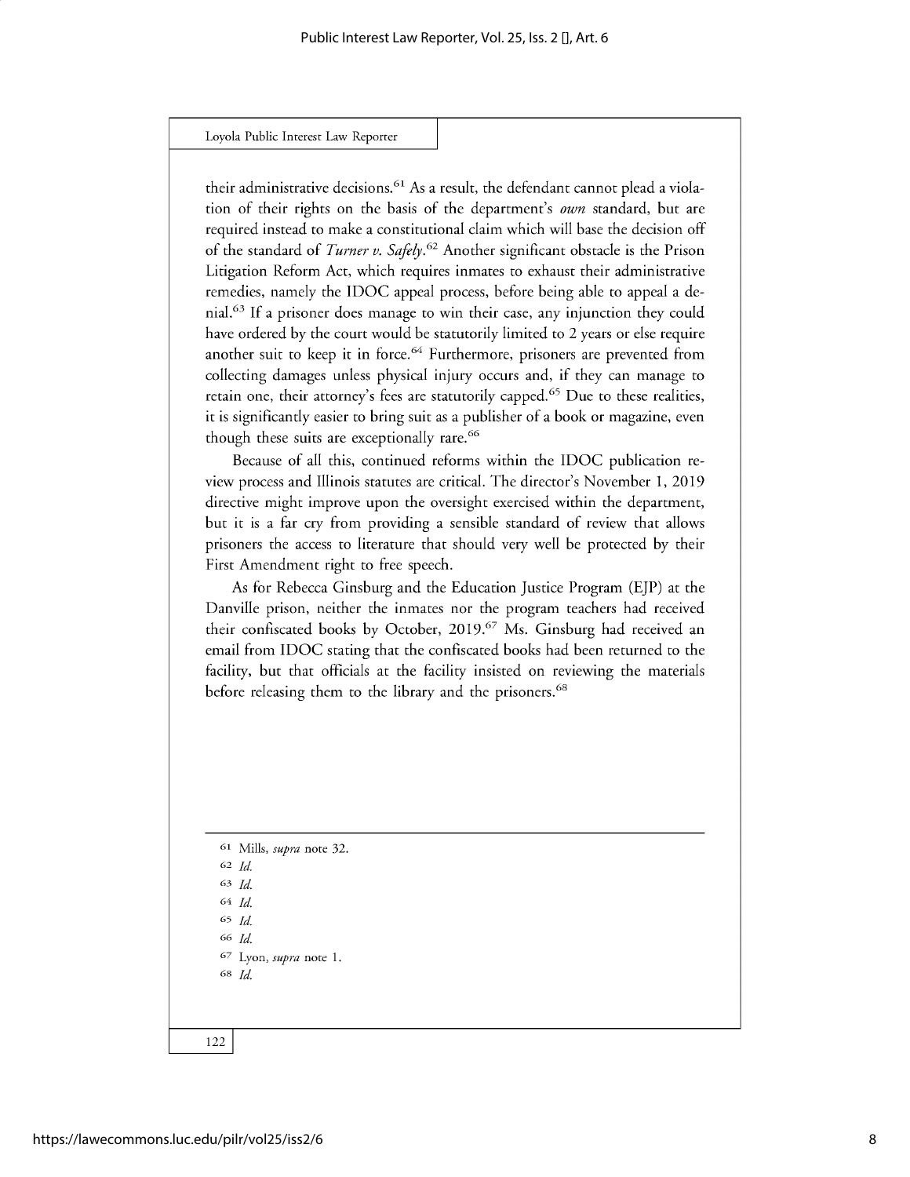their administrative decisions.[61] As a result, the defendant cannot plead a violation of their rights on the basis of the department's *own* standard, but are required instead to make a constitutional claim which will base the decision off of the standard of *Turner v. Safely*.[62] Another significant obstacle is the Prison Litigation Reform Act, which requires inmates to exhaust their administrative remedies, namely the IDOC appeal process, before being able to appeal a denial.[63] If a prisoner does manage to win their case, any injunction they could have ordered by the court would be statutorily limited to 2 years or else require another suit to keep it in force.[64] Furthermore, prisoners are prevented from collecting damages unless physical injury occurs and, if they can manage to retain one, their attorney's fees are statutorily capped.[65] Due to these realities, it is significantly easier to bring suit as a publisher of a book or magazine, even though these suits are exceptionally rare.[66]

Because of all this, continued reforms within the IDOC publication review process and Illinois statutes are critical. The director's November 1, 2019 directive might improve upon the oversight exercised within the department, but it is a far cry from providing a sensible standard of review that allows prisoners the access to literature that should very well be protected by their First Amendment right to free speech.

As for Rebecca Ginsburg and the Education Justice Program (EJP) at the Danville prison, neither the inmates nor the program teachers had received their confiscated books by October, 2019.[67] Ms. Ginsburg had received an email from IDOC stating that the confiscated books had been returned to the facility, but that officials at the facility insisted on reviewing the materials before releasing them to the library and the prisoners.[68]

---

[61] Mills, *supra* note 32.

[62] *Id.*

[63] *Id.*

[64] *Id.*

[65] *Id.*

[66] *Id.*

[67] Lyon, *supra* note 1.

[68] *Id.*